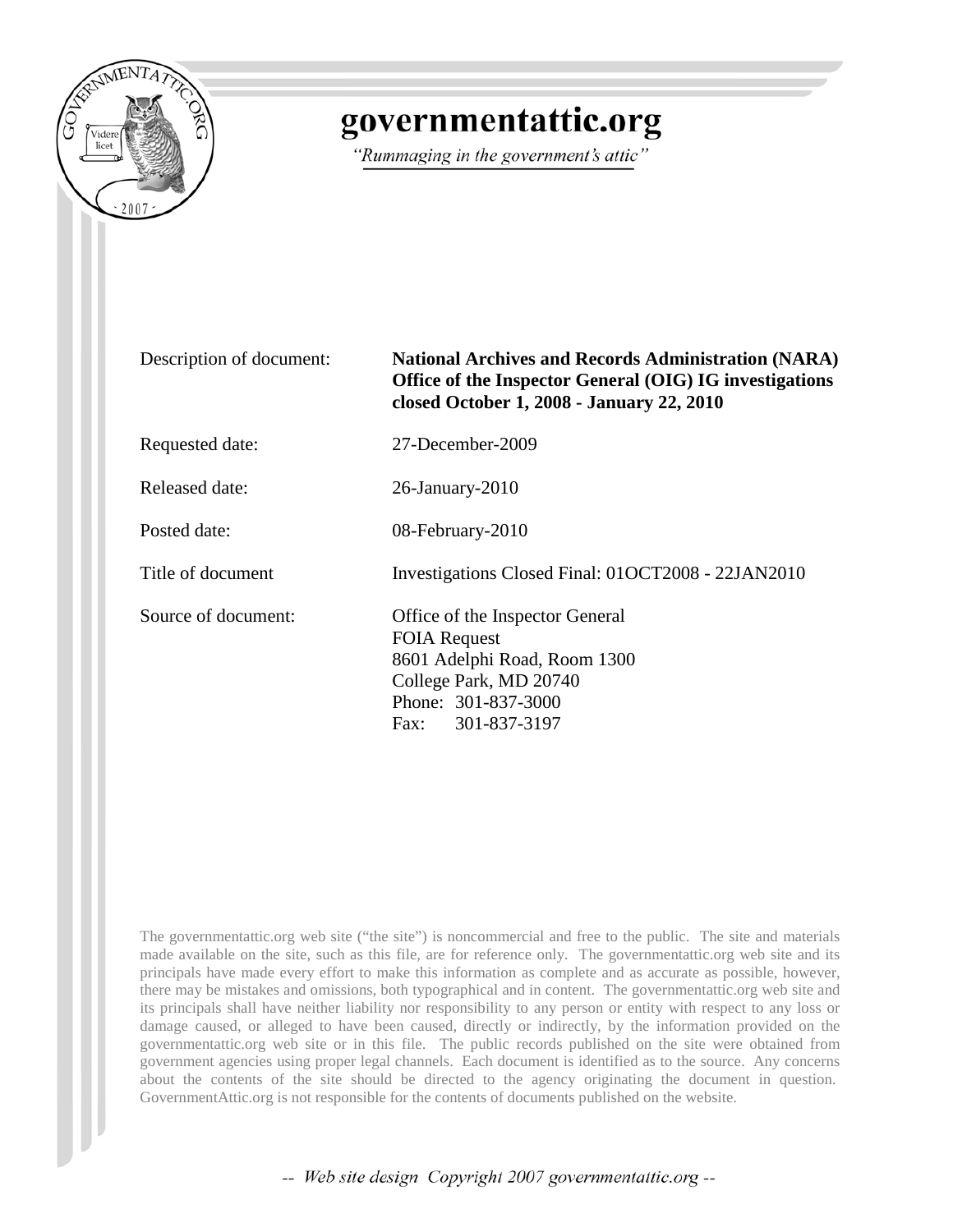# governmentattic.org

*"Rummaging in the government's attic"*

| | |
|---|---|
| Description of document: | **National Archives and Records Administration (NARA) Office of the Inspector General (OIG) IG investigations closed October 1, 2008 - January 22, 2010** |
| Requested date: | 27-December-2009 |
| Released date: | 26-January-2010 |
| Posted date: | 08-February-2010 |
| Title of document | Investigations Closed Final: 01OCT2008 - 22JAN2010 |
| Source of document: | Office of the Inspector General<br>FOIA Request<br>8601 Adelphi Road, Room 1300<br>College Park, MD 20740<br>Phone: 301-837-3000<br>Fax: 301-837-3197 |

The governmentattic.org web site ("the site") is noncommercial and free to the public. The site and materials made available on the site, such as this file, are for reference only. The governmentattic.org web site and its principals have made every effort to make this information as complete and as accurate as possible, however, there may be mistakes and omissions, both typographical and in content. The governmentattic.org web site and its principals shall have neither liability nor responsibility to any person or entity with respect to any loss or damage caused, or alleged to have been caused, directly or indirectly, by the information provided on the governmentattic.org web site or in this file. The public records published on the site were obtained from government agencies using proper legal channels. Each document is identified as to the source. Any concerns about the contents of the site should be directed to the agency originating the document in question. GovernmentAttic.org is not responsible for the contents of documents published on the website.

-- *Web site design Copyright 2007 governmentattic.org* --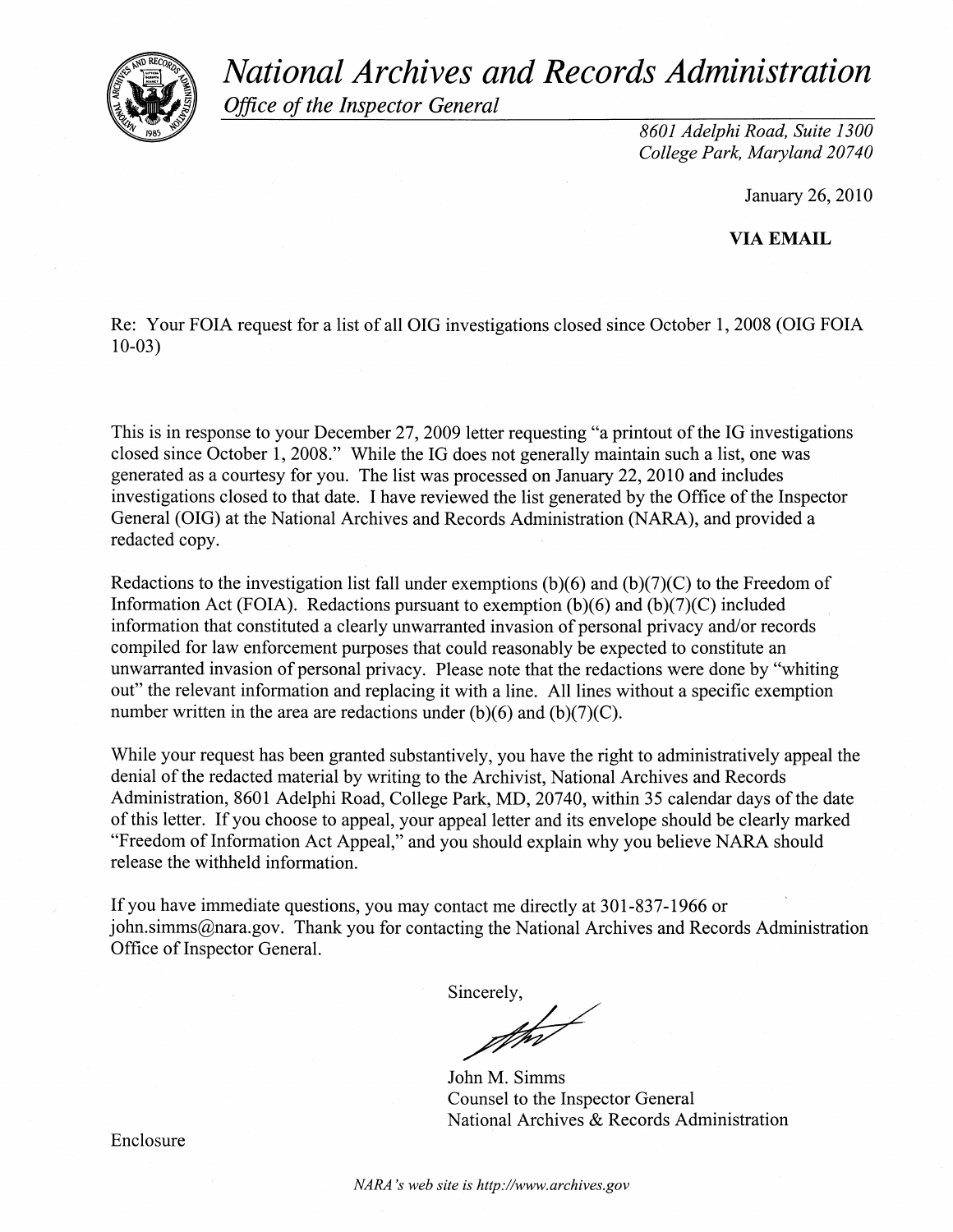# *National Archives and Records Administration*

*Office of the Inspector General*

*8601 Adelphi Road, Suite 1300*
*College Park, Maryland 20740*

January 26, 2010

**VIA EMAIL**

Re: Your FOIA request for a list of all OIG investigations closed since October 1, 2008 (OIG FOIA 10-03)

This is in response to your December 27, 2009 letter requesting "a printout of the IG investigations closed since October 1, 2008." While the IG does not generally maintain such a list, one was generated as a courtesy for you. The list was processed on January 22, 2010 and includes investigations closed to that date. I have reviewed the list generated by the Office of the Inspector General (OIG) at the National Archives and Records Administration (NARA), and provided a redacted copy.

Redactions to the investigation list fall under exemptions (b)(6) and (b)(7)(C) to the Freedom of Information Act (FOIA). Redactions pursuant to exemption (b)(6) and (b)(7)(C) included information that constituted a clearly unwarranted invasion of personal privacy and/or records compiled for law enforcement purposes that could reasonably be expected to constitute an unwarranted invasion of personal privacy. Please note that the redactions were done by "whiting out" the relevant information and replacing it with a line. All lines without a specific exemption number written in the area are redactions under (b)(6) and (b)(7)(C).

While your request has been granted substantively, you have the right to administratively appeal the denial of the redacted material by writing to the Archivist, National Archives and Records Administration, 8601 Adelphi Road, College Park, MD, 20740, within 35 calendar days of the date of this letter. If you choose to appeal, your appeal letter and its envelope should be clearly marked "Freedom of Information Act Appeal," and you should explain why you believe NARA should release the withheld information.

If you have immediate questions, you may contact me directly at 301-837-1966 or john.simms@nara.gov. Thank you for contacting the National Archives and Records Administration Office of Inspector General.

Sincerely,

John M. Simms
Counsel to the Inspector General
National Archives & Records Administration

Enclosure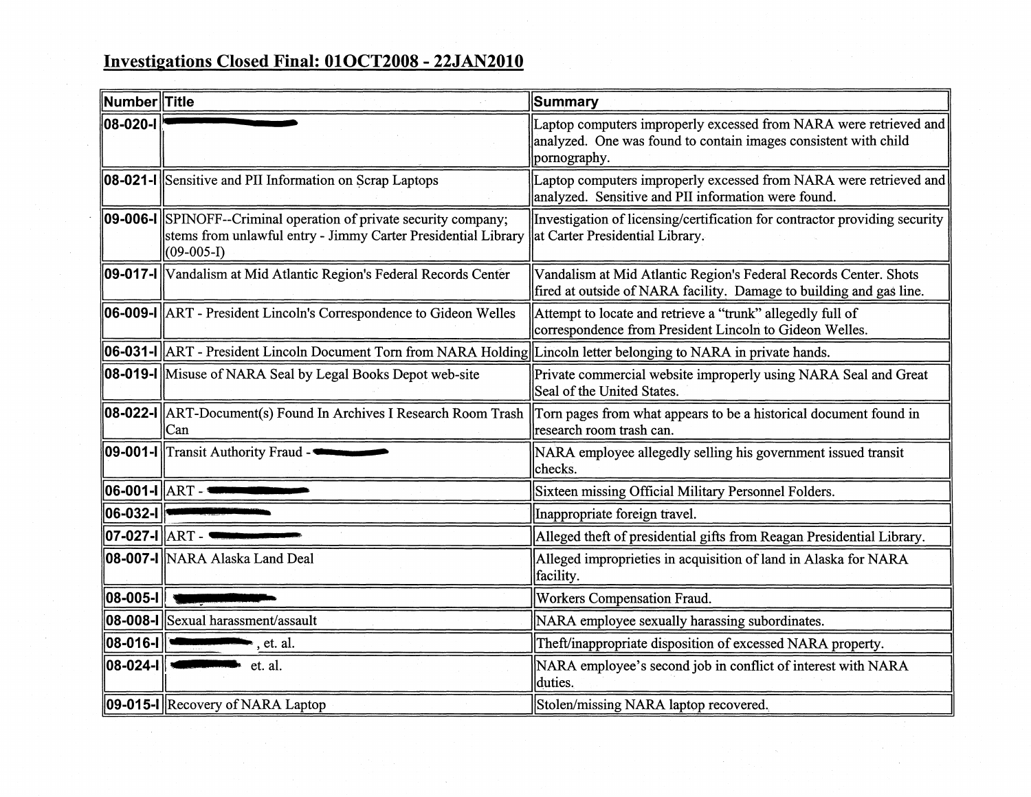## Investigations Closed Final: 01OCT2008 - 22JAN2010

| Number | Title | Summary |
|---|---|---|
| 08-020-I | | Laptop computers improperly excessed from NARA were retrieved and analyzed. One was found to contain images consistent with child pornography. |
| 08-021-I | Sensitive and PII Information on Scrap Laptops | Laptop computers improperly excessed from NARA were retrieved and analyzed. Sensitive and PII information were found. |
| 09-006-I | SPINOFF--Criminal operation of private security company; stems from unlawful entry - Jimmy Carter Presidential Library (09-005-I) | Investigation of licensing/certification for contractor providing security at Carter Presidential Library. |
| 09-017-I | Vandalism at Mid Atlantic Region's Federal Records Center | Vandalism at Mid Atlantic Region's Federal Records Center. Shots fired at outside of NARA facility. Damage to building and gas line. |
| 06-009-I | ART - President Lincoln's Correspondence to Gideon Welles | Attempt to locate and retrieve a "trunk" allegedly full of correspondence from President Lincoln to Gideon Welles. |
| 06-031-I | ART - President Lincoln Document Torn from NARA Holding | Lincoln letter belonging to NARA in private hands. |
| 08-019-I | Misuse of NARA Seal by Legal Books Depot web-site | Private commercial website improperly using NARA Seal and Great Seal of the United States. |
| 08-022-I | ART-Document(s) Found In Archives I Research Room Trash Can | Torn pages from what appears to be a historical document found in research room trash can. |
| 09-001-I | Transit Authority Fraud - | NARA employee allegedly selling his government issued transit checks. |
| 06-001-I | ART - | Sixteen missing Official Military Personnel Folders. |
| 06-032-I | | Inappropriate foreign travel. |
| 07-027-I | ART - | Alleged theft of presidential gifts from Reagan Presidential Library. |
| 08-007-I | NARA Alaska Land Deal | Alleged improprieties in acquisition of land in Alaska for NARA facility. |
| 08-005-I | | Workers Compensation Fraud. |
| 08-008-I | Sexual harassment/assault | NARA employee sexually harassing subordinates. |
| 08-016-I | , et. al. | Theft/inappropriate disposition of excessed NARA property. |
| 08-024-I | et. al. | NARA employee's second job in conflict of interest with NARA duties. |
| 09-015-I | Recovery of NARA Laptop | Stolen/missing NARA laptop recovered. |